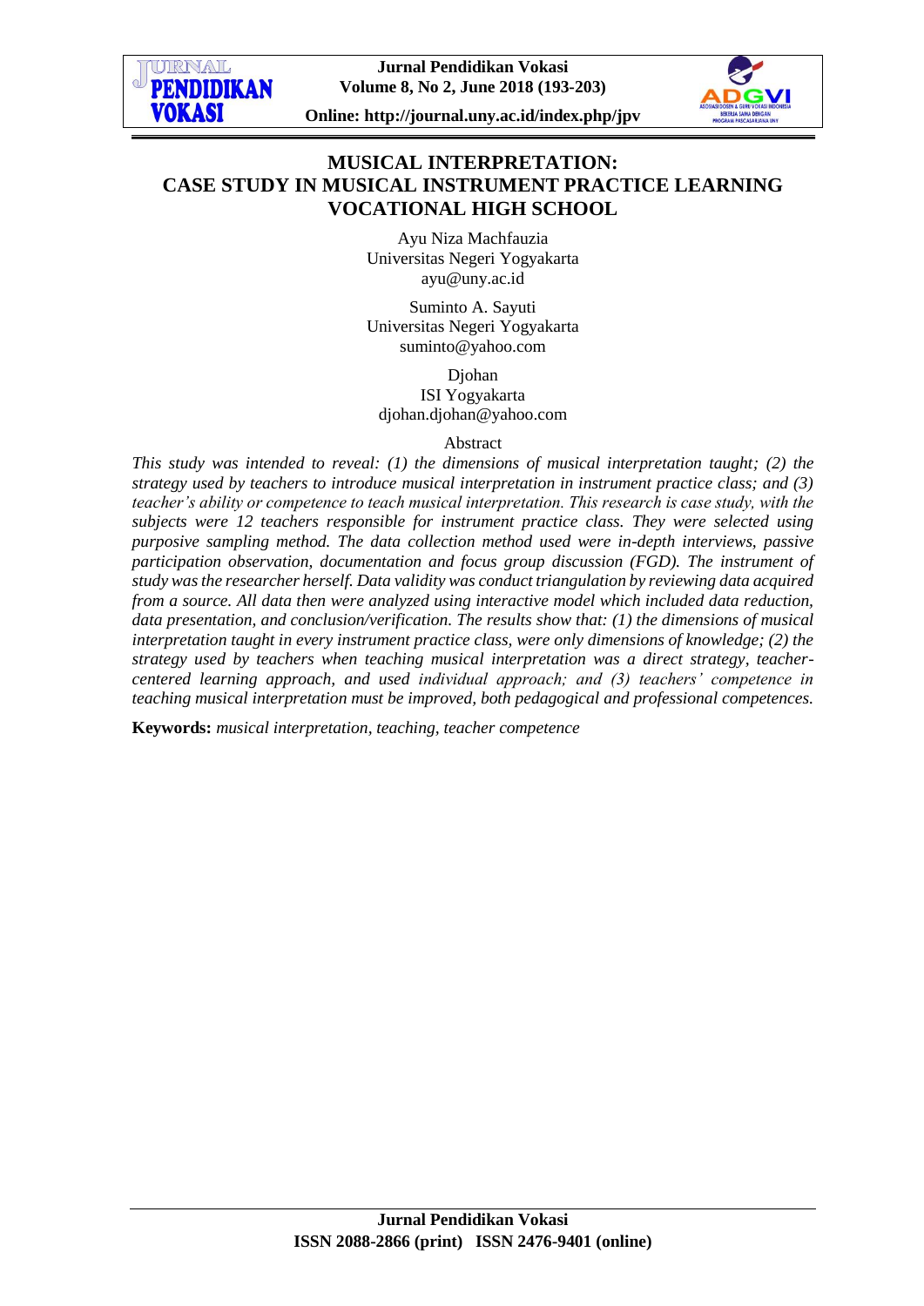# MUSICAL INTERPRETATION: CASE STUDY IN MUSICAL INSTRUMENT PRACTICE LEARNING VOCATIONAL HIGH SCHOOL

Ayu Niza Machfauzia
Universitas Negeri Yogyakarta
ayu@uny.ac.id

Suminto A. Sayuti
Universitas Negeri Yogyakarta
suminto@yahoo.com

Djohan
ISI Yogyakarta
djohan.djohan@yahoo.com

## Abstract

*This study was intended to reveal: (1) the dimensions of musical interpretation taught; (2) the strategy used by teachers to introduce musical interpretation in instrument practice class; and (3) teacher's ability or competence to teach musical interpretation. This research is case study, with the subjects were 12 teachers responsible for instrument practice class. They were selected using purposive sampling method. The data collection method used were in-depth interviews, passive participation observation, documentation and focus group discussion (FGD). The instrument of study was the researcher herself. Data validity was conduct triangulation by reviewing data acquired from a source. All data then were analyzed using interactive model which included data reduction, data presentation, and conclusion/verification. The results show that: (1) the dimensions of musical interpretation taught in every instrument practice class, were only dimensions of knowledge; (2) the strategy used by teachers when teaching musical interpretation was a direct strategy, teacher-centered learning approach, and used individual approach; and (3) teachers' competence in teaching musical interpretation must be improved, both pedagogical and professional competences.*

**Keywords:** *musical interpretation, teaching, teacher competence*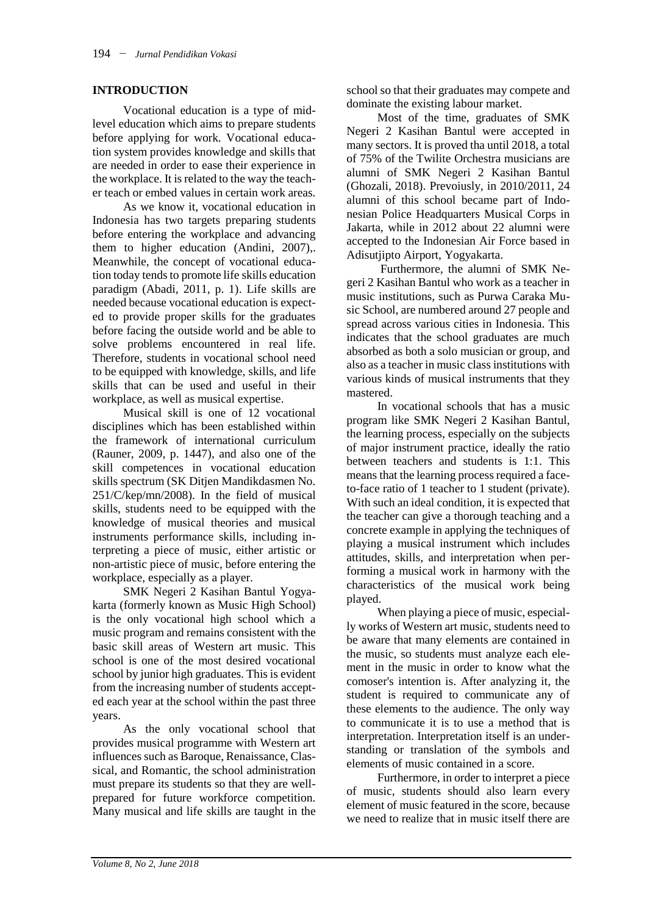## INTRODUCTION

Vocational education is a type of mid-level education which aims to prepare students before applying for work. Vocational education system provides knowledge and skills that are needed in order to ease their experience in the workplace. It is related to the way the teacher teach or embed values in certain work areas.

As we know it, vocational education in Indonesia has two targets preparing students before entering the workplace and advancing them to higher education (Andini, 2007),. Meanwhile, the concept of vocational education today tends to promote life skills education paradigm (Abadi, 2011, p. 1). Life skills are needed because vocational education is expected to provide proper skills for the graduates before facing the outside world and be able to solve problems encountered in real life. Therefore, students in vocational school need to be equipped with knowledge, skills, and life skills that can be used and useful in their workplace, as well as musical expertise.

Musical skill is one of 12 vocational disciplines which has been established within the framework of international curriculum (Rauner, 2009, p. 1447), and also one of the skill competences in vocational education skills spectrum (SK Ditjen Mandikdasmen No. 251/C/kep/mn/2008). In the field of musical skills, students need to be equipped with the knowledge of musical theories and musical instruments performance skills, including interpreting a piece of music, either artistic or non-artistic piece of music, before entering the workplace, especially as a player.

SMK Negeri 2 Kasihan Bantul Yogyakarta (formerly known as Music High School) is the only vocational high school which a music program and remains consistent with the basic skill areas of Western art music. This school is one of the most desired vocational school by junior high graduates. This is evident from the increasing number of students accepted each year at the school within the past three years.

As the only vocational school that provides musical programme with Western art influences such as Baroque, Renaissance, Classical, and Romantic, the school administration must prepare its students so that they are well-prepared for future workforce competition. Many musical and life skills are taught in the school so that their graduates may compete and dominate the existing labour market.

Most of the time, graduates of SMK Negeri 2 Kasihan Bantul were accepted in many sectors. It is proved tha until 2018, a total of 75% of the Twilite Orchestra musicians are alumni of SMK Negeri 2 Kasihan Bantul (Ghozali, 2018). Prevoiusly, in 2010/2011, 24 alumni of this school became part of Indonesian Police Headquarters Musical Corps in Jakarta, while in 2012 about 22 alumni were accepted to the Indonesian Air Force based in Adisutjipto Airport, Yogyakarta.

Furthermore, the alumni of SMK Negeri 2 Kasihan Bantul who work as a teacher in music institutions, such as Purwa Caraka Music School, are numbered around 27 people and spread across various cities in Indonesia. This indicates that the school graduates are much absorbed as both a solo musician or group, and also as a teacher in music class institutions with various kinds of musical instruments that they mastered.

In vocational schools that has a music program like SMK Negeri 2 Kasihan Bantul, the learning process, especially on the subjects of major instrument practice, ideally the ratio between teachers and students is 1:1. This means that the learning process required a face-to-face ratio of 1 teacher to 1 student (private). With such an ideal condition, it is expected that the teacher can give a thorough teaching and a concrete example in applying the techniques of playing a musical instrument which includes attitudes, skills, and interpretation when performing a musical work in harmony with the characteristics of the musical work being played.

When playing a piece of music, especially works of Western art music, students need to be aware that many elements are contained in the music, so students must analyze each element in the music in order to know what the comoser's intention is. After analyzing it, the student is required to communicate any of these elements to the audience. The only way to communicate it is to use a method that is interpretation. Interpretation itself is an understanding or translation of the symbols and elements of music contained in a score.

Furthermore, in order to interpret a piece of music, students should also learn every element of music featured in the score, because we need to realize that in music itself there are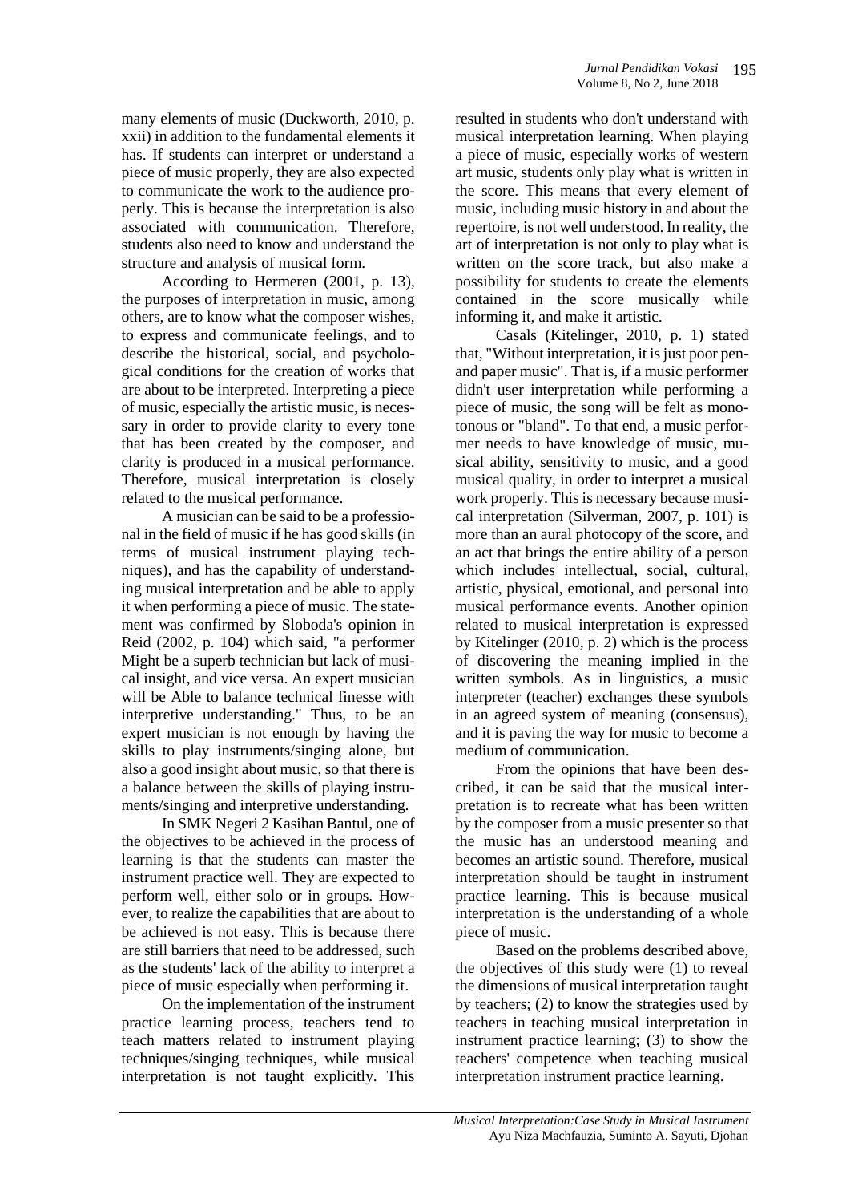many elements of music (Duckworth, 2010, p. xxii) in addition to the fundamental elements it has. If students can interpret or understand a piece of music properly, they are also expected to communicate the work to the audience properly. This is because the interpretation is also associated with communication. Therefore, students also need to know and understand the structure and analysis of musical form.

According to Hermeren (2001, p. 13), the purposes of interpretation in music, among others, are to know what the composer wishes, to express and communicate feelings, and to describe the historical, social, and psychological conditions for the creation of works that are about to be interpreted. Interpreting a piece of music, especially the artistic music, is necessary in order to provide clarity to every tone that has been created by the composer, and clarity is produced in a musical performance. Therefore, musical interpretation is closely related to the musical performance.

A musician can be said to be a professional in the field of music if he has good skills (in terms of musical instrument playing techniques), and has the capability of understanding musical interpretation and be able to apply it when performing a piece of music. The statement was confirmed by Sloboda's opinion in Reid (2002, p. 104) which said, "a performer Might be a superb technician but lack of musical insight, and vice versa. An expert musician will be Able to balance technical finesse with interpretive understanding." Thus, to be an expert musician is not enough by having the skills to play instruments/singing alone, but also a good insight about music, so that there is a balance between the skills of playing instruments/singing and interpretive understanding.

In SMK Negeri 2 Kasihan Bantul, one of the objectives to be achieved in the process of learning is that the students can master the instrument practice well. They are expected to perform well, either solo or in groups. However, to realize the capabilities that are about to be achieved is not easy. This is because there are still barriers that need to be addressed, such as the students' lack of the ability to interpret a piece of music especially when performing it.

On the implementation of the instrument practice learning process, teachers tend to teach matters related to instrument playing techniques/singing techniques, while musical interpretation is not taught explicitly. This resulted in students who don't understand with musical interpretation learning. When playing a piece of music, especially works of western art music, students only play what is written in the score. This means that every element of music, including music history in and about the repertoire, is not well understood. In reality, the art of interpretation is not only to play what is written on the score track, but also make a possibility for students to create the elements contained in the score musically while informing it, and make it artistic.

Casals (Kitelinger, 2010, p. 1) stated that, "Without interpretation, it is just poor pen-and paper music". That is, if a music performer didn't user interpretation while performing a piece of music, the song will be felt as monotonous or "bland". To that end, a music performer needs to have knowledge of music, musical ability, sensitivity to music, and a good musical quality, in order to interpret a musical work properly. This is necessary because musical interpretation (Silverman, 2007, p. 101) is more than an aural photocopy of the score, and an act that brings the entire ability of a person which includes intellectual, social, cultural, artistic, physical, emotional, and personal into musical performance events. Another opinion related to musical interpretation is expressed by Kitelinger (2010, p. 2) which is the process of discovering the meaning implied in the written symbols. As in linguistics, a music interpreter (teacher) exchanges these symbols in an agreed system of meaning (consensus), and it is paving the way for music to become a medium of communication.

From the opinions that have been described, it can be said that the musical interpretation is to recreate what has been written by the composer from a music presenter so that the music has an understood meaning and becomes an artistic sound. Therefore, musical interpretation should be taught in instrument practice learning. This is because musical interpretation is the understanding of a whole piece of music.

Based on the problems described above, the objectives of this study were (1) to reveal the dimensions of musical interpretation taught by teachers; (2) to know the strategies used by teachers in teaching musical interpretation in instrument practice learning; (3) to show the teachers' competence when teaching musical interpretation instrument practice learning.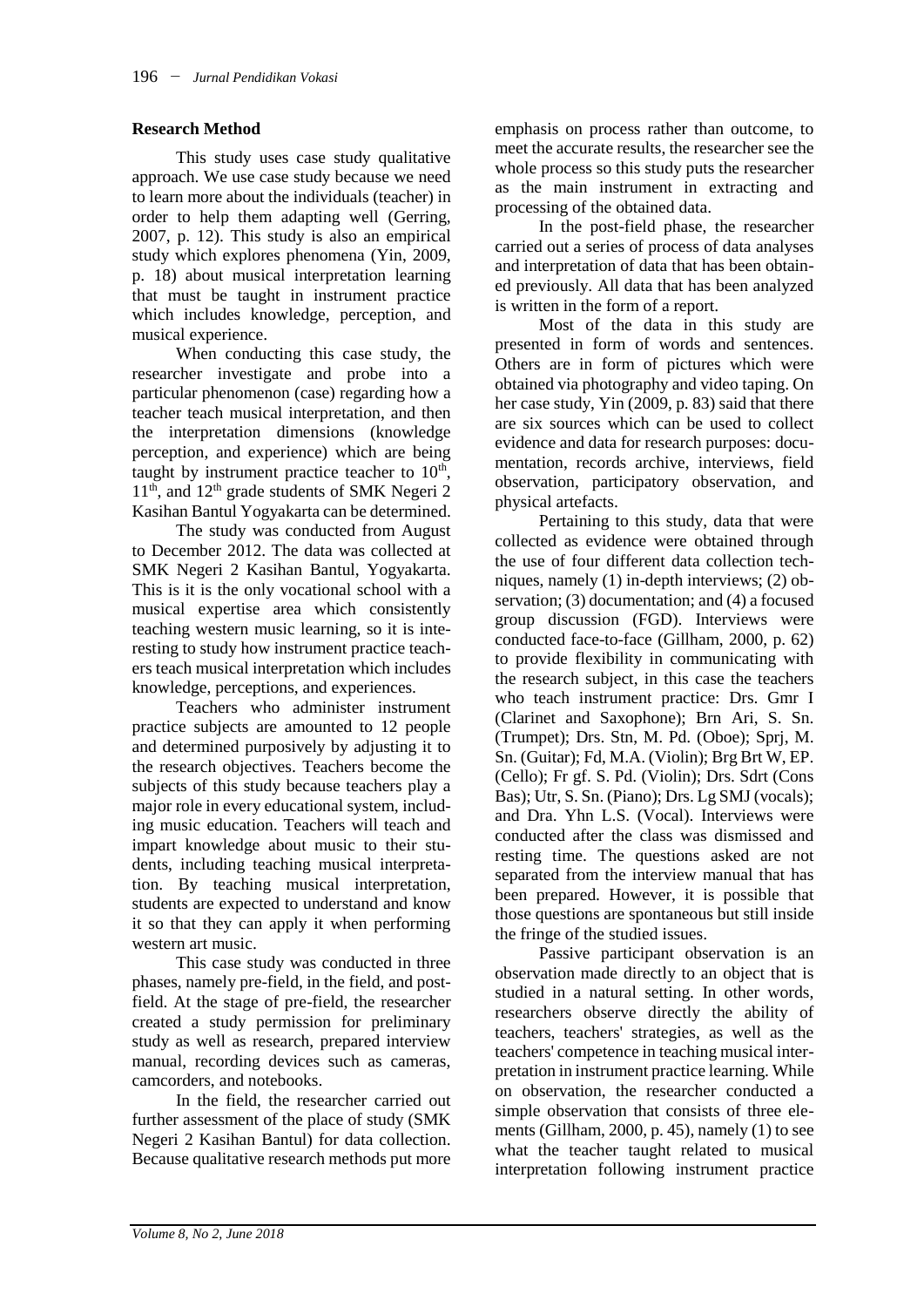## Research Method

This study uses case study qualitative approach. We use case study because we need to learn more about the individuals (teacher) in order to help them adapting well (Gerring, 2007, p. 12). This study is also an empirical study which explores phenomena (Yin, 2009, p. 18) about musical interpretation learning that must be taught in instrument practice which includes knowledge, perception, and musical experience.

When conducting this case study, the researcher investigate and probe into a particular phenomenon (case) regarding how a teacher teach musical interpretation, and then the interpretation dimensions (knowledge perception, and experience) which are being taught by instrument practice teacher to 10th, 11th, and 12th grade students of SMK Negeri 2 Kasihan Bantul Yogyakarta can be determined.

The study was conducted from August to December 2012. The data was collected at SMK Negeri 2 Kasihan Bantul, Yogyakarta. This is it is the only vocational school with a musical expertise area which consistently teaching western music learning, so it is interesting to study how instrument practice teachers teach musical interpretation which includes knowledge, perceptions, and experiences.

Teachers who administer instrument practice subjects are amounted to 12 people and determined purposively by adjusting it to the research objectives. Teachers become the subjects of this study because teachers play a major role in every educational system, including music education. Teachers will teach and impart knowledge about music to their students, including teaching musical interpretation. By teaching musical interpretation, students are expected to understand and know it so that they can apply it when performing western art music.

This case study was conducted in three phases, namely pre-field, in the field, and post-field. At the stage of pre-field, the researcher created a study permission for preliminary study as well as research, prepared interview manual, recording devices such as cameras, camcorders, and notebooks.

In the field, the researcher carried out further assessment of the place of study (SMK Negeri 2 Kasihan Bantul) for data collection. Because qualitative research methods put more emphasis on process rather than outcome, to meet the accurate results, the researcher see the whole process so this study puts the researcher as the main instrument in extracting and processing of the obtained data.

In the post-field phase, the researcher carried out a series of process of data analyses and interpretation of data that has been obtained previously. All data that has been analyzed is written in the form of a report.

Most of the data in this study are presented in form of words and sentences. Others are in form of pictures which were obtained via photography and video taping. On her case study, Yin (2009, p. 83) said that there are six sources which can be used to collect evidence and data for research purposes: documentation, records archive, interviews, field observation, participatory observation, and physical artefacts.

Pertaining to this study, data that were collected as evidence were obtained through the use of four different data collection techniques, namely (1) in-depth interviews; (2) observation; (3) documentation; and (4) a focused group discussion (FGD). Interviews were conducted face-to-face (Gillham, 2000, p. 62) to provide flexibility in communicating with the research subject, in this case the teachers who teach instrument practice: Drs. Gmr I (Clarinet and Saxophone); Brn Ari, S. Sn. (Trumpet); Drs. Stn, M. Pd. (Oboe); Sprj, M. Sn. (Guitar); Fd, M.A. (Violin); Brg Brt W, EP. (Cello); Fr gf. S. Pd. (Violin); Drs. Sdrt (Cons Bas); Utr, S. Sn. (Piano); Drs. Lg SMJ (vocals); and Dra. Yhn L.S. (Vocal). Interviews were conducted after the class was dismissed and resting time. The questions asked are not separated from the interview manual that has been prepared. However, it is possible that those questions are spontaneous but still inside the fringe of the studied issues.

Passive participant observation is an observation made directly to an object that is studied in a natural setting. In other words, researchers observe directly the ability of teachers, teachers' strategies, as well as the teachers' competence in teaching musical interpretation in instrument practice learning. While on observation, the researcher conducted a simple observation that consists of three elements (Gillham, 2000, p. 45), namely (1) to see what the teacher taught related to musical interpretation following instrument practice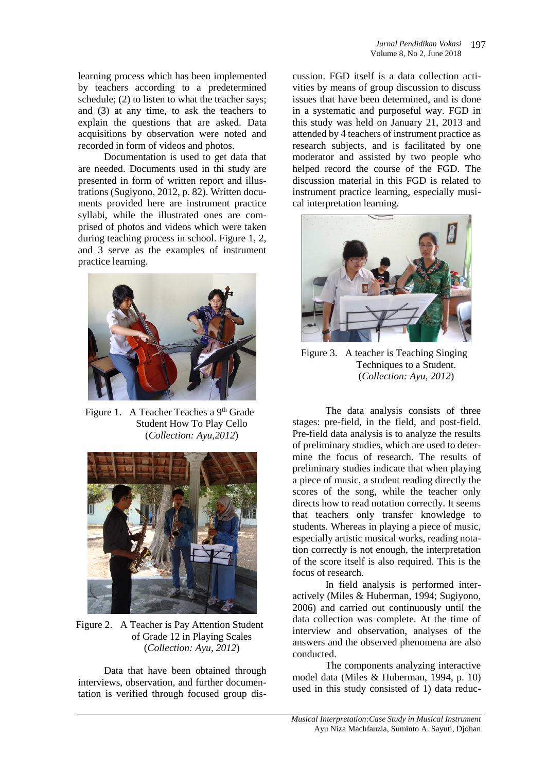learning process which has been implemented by teachers according to a predetermined schedule; (2) to listen to what the teacher says; and (3) at any time, to ask the teachers to explain the questions that are asked. Data acquisitions by observation were noted and recorded in form of videos and photos.

Documentation is used to get data that are needed. Documents used in thi study are presented in form of written report and illustrations (Sugiyono, 2012, p. 82). Written documents provided here are instrument practice syllabi, while the illustrated ones are comprised of photos and videos which were taken during teaching process in school. Figure 1, 2, and 3 serve as the examples of instrument practice learning.

Figure 1. A Teacher Teaches a 9th Grade Student How To Play Cello (*Collection: Ayu,2012*)

Figure 2. A Teacher is Pay Attention Student of Grade 12 in Playing Scales (*Collection: Ayu, 2012*)

Data that have been obtained through interviews, observation, and further documentation is verified through focused group discussion. FGD itself is a data collection activities by means of group discussion to discuss issues that have been determined, and is done in a systematic and purposeful way. FGD in this study was held on January 21, 2013 and attended by 4 teachers of instrument practice as research subjects, and is facilitated by one moderator and assisted by two people who helped record the course of the FGD. The discussion material in this FGD is related to instrument practice learning, especially musical interpretation learning.

Figure 3. A teacher is Teaching Singing Techniques to a Student. (*Collection: Ayu, 2012*)

The data analysis consists of three stages: pre-field, in the field, and post-field. Pre-field data analysis is to analyze the results of preliminary studies, which are used to determine the focus of research. The results of preliminary studies indicate that when playing a piece of music, a student reading directly the scores of the song, while the teacher only directs how to read notation correctly. It seems that teachers only transfer knowledge to students. Whereas in playing a piece of music, especially artistic musical works, reading notation correctly is not enough, the interpretation of the score itself is also required. This is the focus of research.

In field analysis is performed interactively (Miles & Huberman, 1994; Sugiyono, 2006) and carried out continuously until the data collection was complete. At the time of interview and observation, analyses of the answers and the observed phenomena are also conducted.

The components analyzing interactive model data (Miles & Huberman, 1994, p. 10) used in this study consisted of 1) data reduc-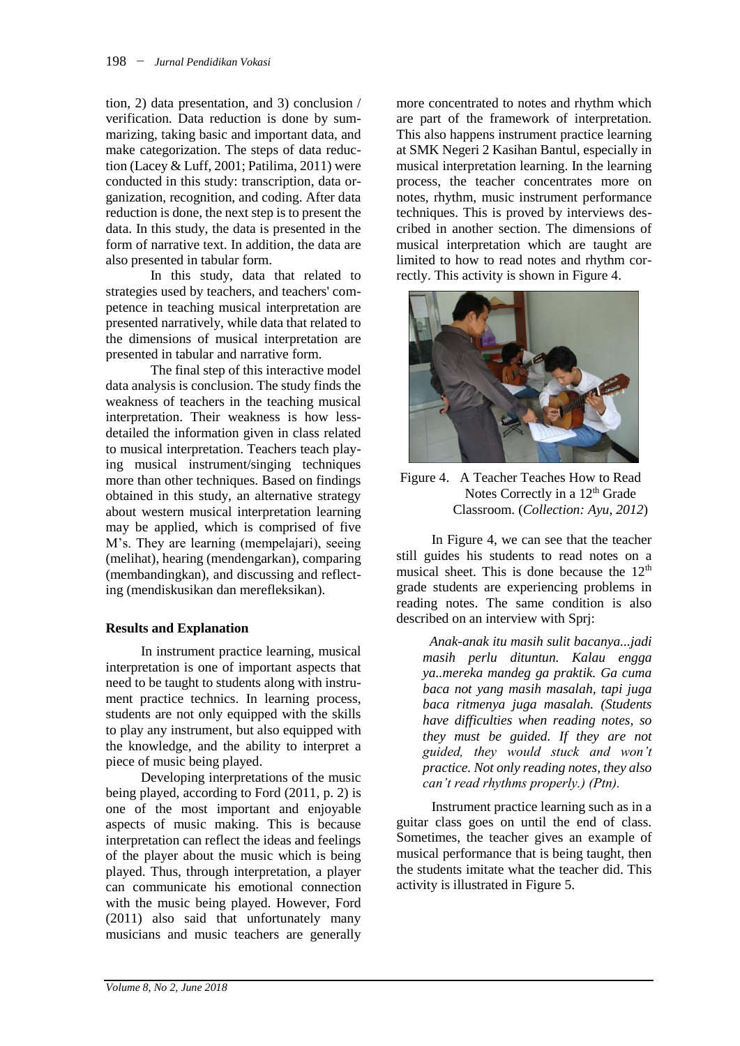tion, 2) data presentation, and 3) conclusion / verification. Data reduction is done by summarizing, taking basic and important data, and make categorization. The steps of data reduction (Lacey & Luff, 2001; Patilima, 2011) were conducted in this study: transcription, data organization, recognition, and coding. After data reduction is done, the next step is to present the data. In this study, the data is presented in the form of narrative text. In addition, the data are also presented in tabular form.

In this study, data that related to strategies used by teachers, and teachers' competence in teaching musical interpretation are presented narratively, while data that related to the dimensions of musical interpretation are presented in tabular and narrative form.

The final step of this interactive model data analysis is conclusion. The study finds the weakness of teachers in the teaching musical interpretation. Their weakness is how less-detailed the information given in class related to musical interpretation. Teachers teach playing musical instrument/singing techniques more than other techniques. Based on findings obtained in this study, an alternative strategy about western musical interpretation learning may be applied, which is comprised of five M's. They are learning (mempelajari), seeing (melihat), hearing (mendengarkan), comparing (membandingkan), and discussing and reflecting (mendiskusikan dan merefleksikan).

## Results and Explanation

In instrument practice learning, musical interpretation is one of important aspects that need to be taught to students along with instrument practice technics. In learning process, students are not only equipped with the skills to play any instrument, but also equipped with the knowledge, and the ability to interpret a piece of music being played.

Developing interpretations of the music being played, according to Ford (2011, p. 2) is one of the most important and enjoyable aspects of music making. This is because interpretation can reflect the ideas and feelings of the player about the music which is being played. Thus, through interpretation, a player can communicate his emotional connection with the music being played. However, Ford (2011) also said that unfortunately many musicians and music teachers are generally more concentrated to notes and rhythm which are part of the framework of interpretation. This also happens instrument practice learning at SMK Negeri 2 Kasihan Bantul, especially in musical interpretation learning. In the learning process, the teacher concentrates more on notes, rhythm, music instrument performance techniques. This is proved by interviews described in another section. The dimensions of musical interpretation which are taught are limited to how to read notes and rhythm correctly. This activity is shown in Figure 4.

Figure 4. A Teacher Teaches How to Read Notes Correctly in a 12th Grade Classroom. (*Collection: Ayu, 2012*)

In Figure 4, we can see that the teacher still guides his students to read notes on a musical sheet. This is done because the 12th grade students are experiencing problems in reading notes. The same condition is also described on an interview with Sprj:

> *Anak-anak itu masih sulit bacanya...jadi masih perlu dituntun. Kalau engga ya..mereka mandeg ga praktik. Ga cuma baca not yang masih masalah, tapi juga baca ritmenya juga masalah. (Students have difficulties when reading notes, so they must be guided. If they are not guided, they would stuck and won't practice. Not only reading notes, they also can't read rhythms properly.) (Ptn).*

Instrument practice learning such as in a guitar class goes on until the end of class. Sometimes, the teacher gives an example of musical performance that is being taught, then the students imitate what the teacher did. This activity is illustrated in Figure 5.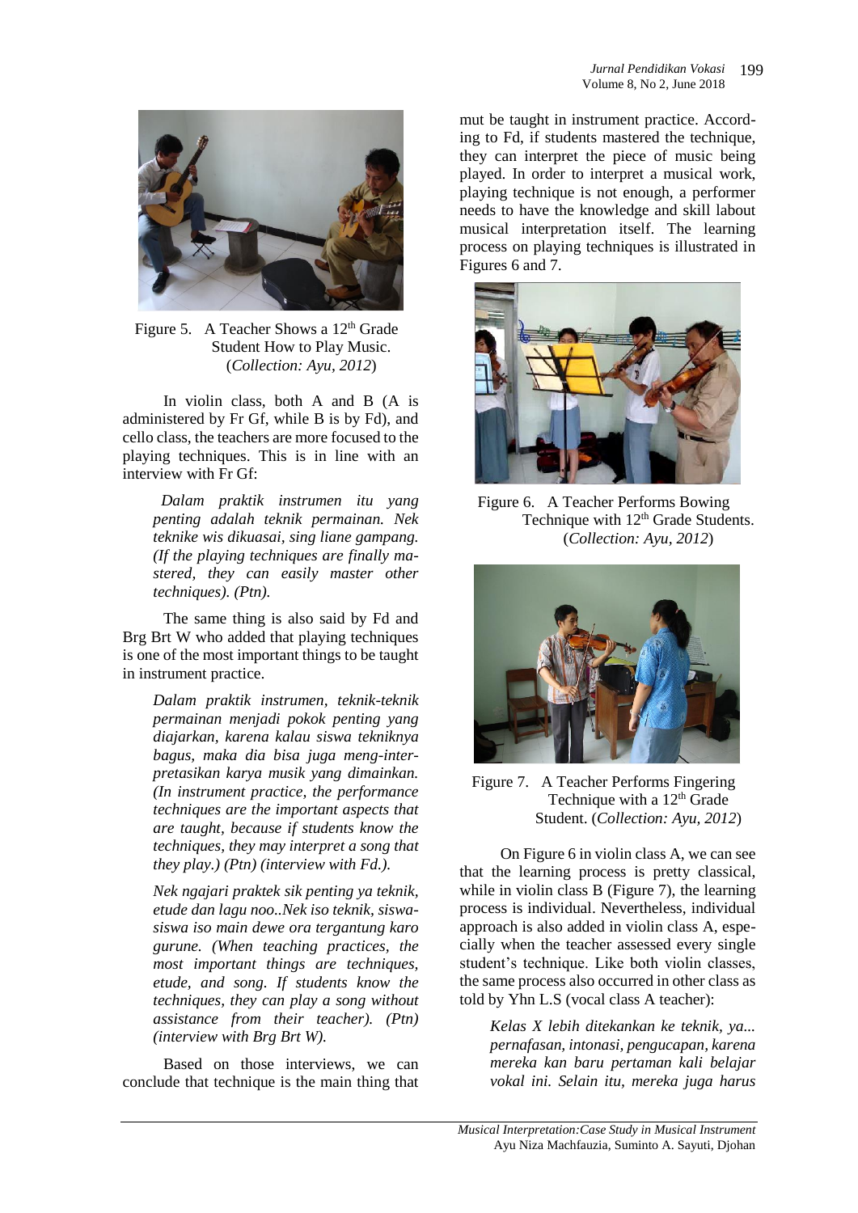Figure 5. A Teacher Shows a 12th Grade Student How to Play Music. (*Collection: Ayu, 2012*)

In violin class, both A and B (A is administered by Fr Gf, while B is by Fd), and cello class, the teachers are more focused to the playing techniques. This is in line with an interview with Fr Gf:

> *Dalam praktik instrumen itu yang penting adalah teknik permainan. Nek teknike wis dikuasai, sing liane gampang. (If the playing techniques are finally mastered, they can easily master other techniques). (Ptn).*

The same thing is also said by Fd and Brg Brt W who added that playing techniques is one of the most important things to be taught in instrument practice.

> *Dalam praktik instrumen, teknik-teknik permainan menjadi pokok penting yang diajarkan, karena kalau siswa tekniknya bagus, maka dia bisa juga meng-interpretasikan karya musik yang dimainkan. (In instrument practice, the performance techniques are the important aspects that are taught, because if students know the techniques, they may interpret a song that they play.) (Ptn) (interview with Fd.).*

> *Nek ngajari praktek sik penting ya teknik, etude dan lagu noo..Nek iso teknik, siswa-siswa iso main dewe ora tergantung karo gurune. (When teaching practices, the most important things are techniques, etude, and song. If students know the techniques, they can play a song without assistance from their teacher). (Ptn) (interview with Brg Brt W).*

Based on those interviews, we can conclude that technique is the main thing that mut be taught in instrument practice. According to Fd, if students mastered the technique, they can interpret the piece of music being played. In order to interpret a musical work, playing technique is not enough, a performer needs to have the knowledge and skill labout musical interpretation itself. The learning process on playing techniques is illustrated in Figures 6 and 7.

Figure 6. A Teacher Performs Bowing Technique with 12th Grade Students. (*Collection: Ayu, 2012*)

Figure 7. A Teacher Performs Fingering Technique with a 12th Grade Student. (*Collection: Ayu, 2012*)

On Figure 6 in violin class A, we can see that the learning process is pretty classical, while in violin class B (Figure 7), the learning process is individual. Nevertheless, individual approach is also added in violin class A, especially when the teacher assessed every single student's technique. Like both violin classes, the same process also occurred in other class as told by Yhn L.S (vocal class A teacher):

> *Kelas X lebih ditekankan ke teknik, ya... pernafasan, intonasi, pengucapan, karena mereka kan baru pertaman kali belajar vokal ini. Selain itu, mereka juga harus*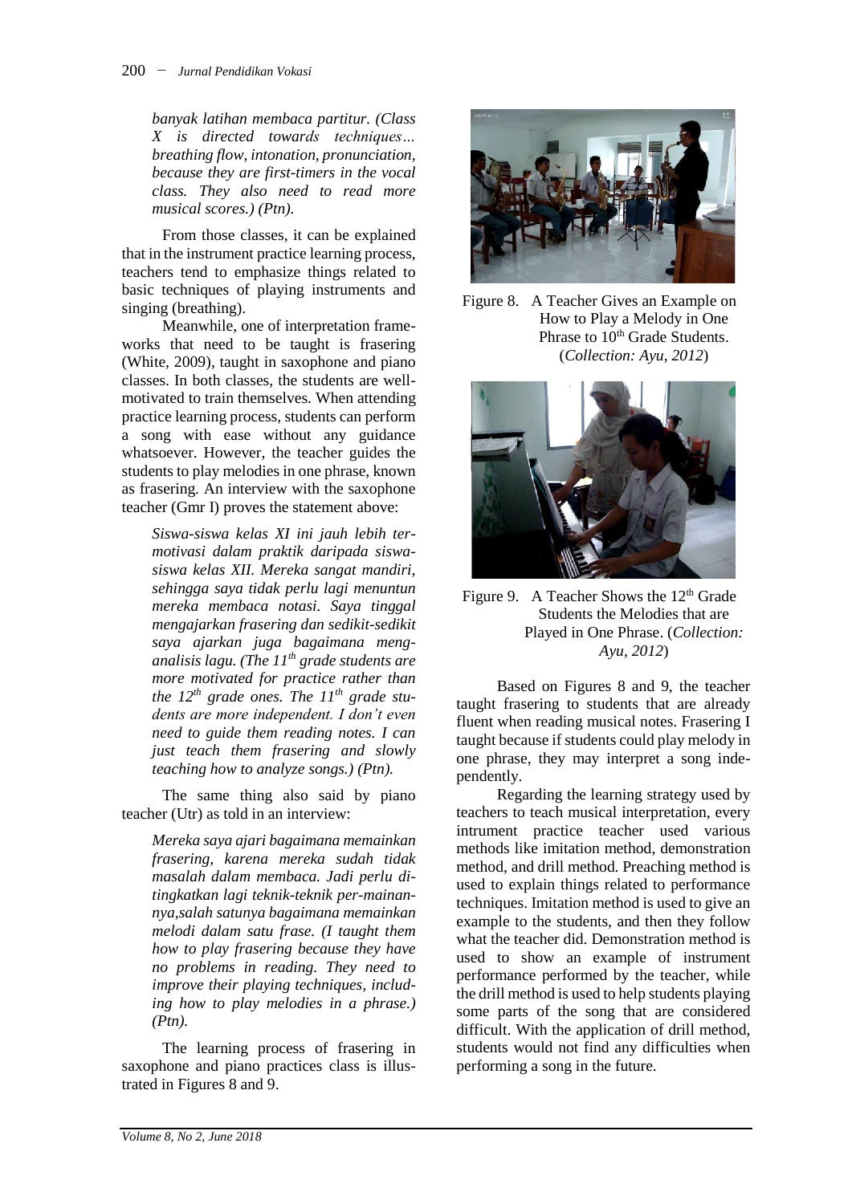*banyak latihan membaca partitur. (Class X is directed towards techniques… breathing flow, intonation, pronunciation, because they are first-timers in the vocal class. They also need to read more musical scores.) (Ptn).*

From those classes, it can be explained that in the instrument practice learning process, teachers tend to emphasize things related to basic techniques of playing instruments and singing (breathing).

Meanwhile, one of interpretation frameworks that need to be taught is frasering (White, 2009), taught in saxophone and piano classes. In both classes, the students are well-motivated to train themselves. When attending practice learning process, students can perform a song with ease without any guidance whatsoever. However, the teacher guides the students to play melodies in one phrase, known as frasering. An interview with the saxophone teacher (Gmr I) proves the statement above:

*Siswa-siswa kelas XI ini jauh lebih termotivasi dalam praktik daripada siswa-siswa kelas XII. Mereka sangat mandiri, sehingga saya tidak perlu lagi menuntun mereka membaca notasi. Saya tinggal mengajarkan frasering dan sedikit-sedikit saya ajarkan juga bagaimana menganalisis lagu. (The 11th grade students are more motivated for practice rather than the 12th grade ones. The 11th grade students are more independent. I don't even need to guide them reading notes. I can just teach them frasering and slowly teaching how to analyze songs.) (Ptn).*

The same thing also said by piano teacher (Utr) as told in an interview:

*Mereka saya ajari bagaimana memainkan frasering, karena mereka sudah tidak masalah dalam membaca. Jadi perlu ditingkatkan lagi teknik-teknik per-mainannya,salah satunya bagaimana memainkan melodi dalam satu frase. (I taught them how to play frasering because they have no problems in reading. They need to improve their playing techniques, including how to play melodies in a phrase.) (Ptn).*

The learning process of frasering in saxophone and piano practices class is illustrated in Figures 8 and 9.

Figure 8. A Teacher Gives an Example on How to Play a Melody in One Phrase to 10th Grade Students. (*Collection: Ayu, 2012*)

Figure 9. A Teacher Shows the 12th Grade Students the Melodies that are Played in One Phrase. (*Collection: Ayu, 2012*)

Based on Figures 8 and 9, the teacher taught frasering to students that are already fluent when reading musical notes. Frasering I taught because if students could play melody in one phrase, they may interpret a song independently.

Regarding the learning strategy used by teachers to teach musical interpretation, every intrument practice teacher used various methods like imitation method, demonstration method, and drill method. Preaching method is used to explain things related to performance techniques. Imitation method is used to give an example to the students, and then they follow what the teacher did. Demonstration method is used to show an example of instrument performance performed by the teacher, while the drill method is used to help students playing some parts of the song that are considered difficult. With the application of drill method, students would not find any difficulties when performing a song in the future.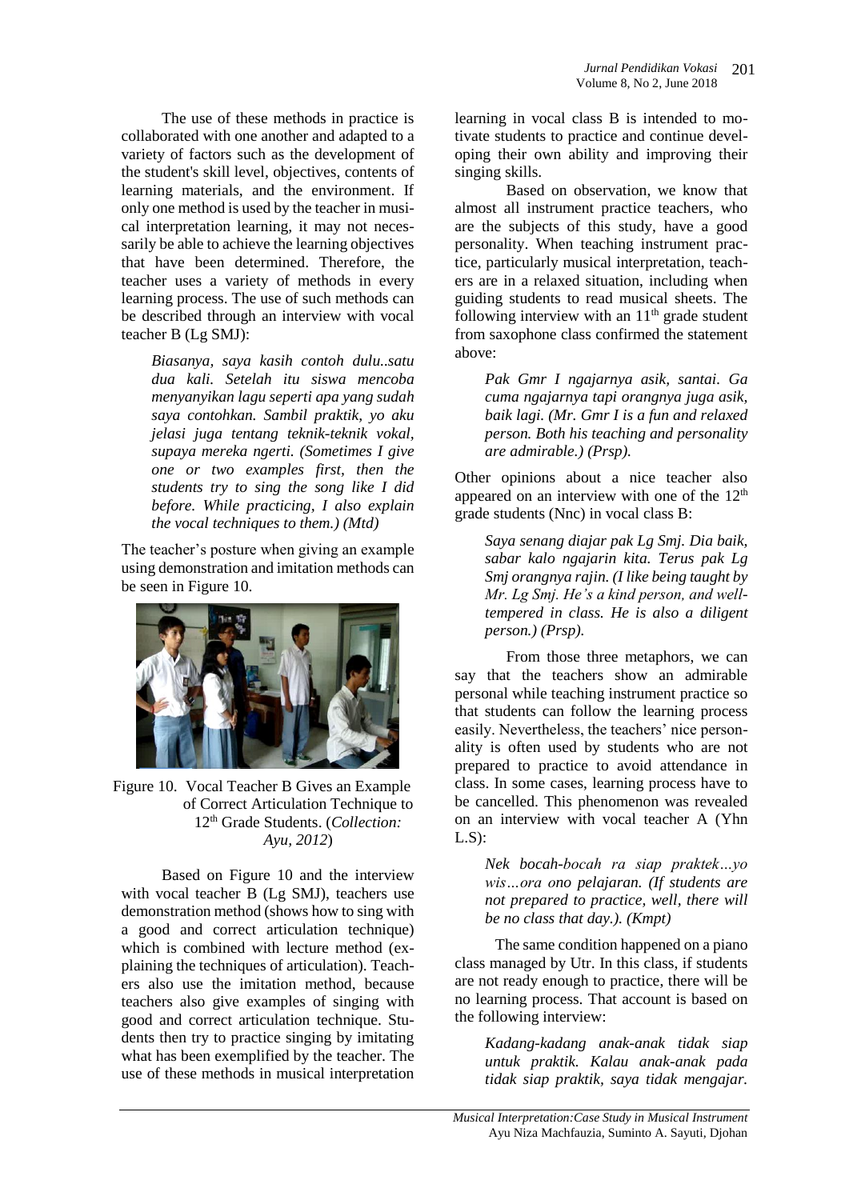The use of these methods in practice is collaborated with one another and adapted to a variety of factors such as the development of the student's skill level, objectives, contents of learning materials, and the environment. If only one method is used by the teacher in musical interpretation learning, it may not necessarily be able to achieve the learning objectives that have been determined. Therefore, the teacher uses a variety of methods in every learning process. The use of such methods can be described through an interview with vocal teacher B (Lg SMJ):

> *Biasanya, saya kasih contoh dulu..satu dua kali. Setelah itu siswa mencoba menyanyikan lagu seperti apa yang sudah saya contohkan. Sambil praktik, yo aku jelasi juga tentang teknik-teknik vokal, supaya mereka ngerti. (Sometimes I give one or two examples first, then the students try to sing the song like I did before. While practicing, I also explain the vocal techniques to them.) (Mtd)*

The teacher's posture when giving an example using demonstration and imitation methods can be seen in Figure 10.

Figure 10. Vocal Teacher B Gives an Example of Correct Articulation Technique to 12th Grade Students. (*Collection: Ayu, 2012*)

Based on Figure 10 and the interview with vocal teacher B (Lg SMJ), teachers use demonstration method (shows how to sing with a good and correct articulation technique) which is combined with lecture method (explaining the techniques of articulation). Teachers also use the imitation method, because teachers also give examples of singing with good and correct articulation technique. Students then try to practice singing by imitating what has been exemplified by the teacher. The use of these methods in musical interpretation learning in vocal class B is intended to motivate students to practice and continue developing their own ability and improving their singing skills.

Based on observation, we know that almost all instrument practice teachers, who are the subjects of this study, have a good personality. When teaching instrument practice, particularly musical interpretation, teachers are in a relaxed situation, including when guiding students to read musical sheets. The following interview with an 11th grade student from saxophone class confirmed the statement above:

> *Pak Gmr I ngajarnya asik, santai. Ga cuma ngajarnya tapi orangnya juga asik, baik lagi. (Mr. Gmr I is a fun and relaxed person. Both his teaching and personality are admirable.) (Prsp).*

Other opinions about a nice teacher also appeared on an interview with one of the 12th grade students (Nnc) in vocal class B:

> *Saya senang diajar pak Lg Smj. Dia baik, sabar kalo ngajarin kita. Terus pak Lg Smj orangnya rajin. (I like being taught by Mr. Lg Smj. He's a kind person, and well-tempered in class. He is also a diligent person.) (Prsp).*

From those three metaphors, we can say that the teachers show an admirable personal while teaching instrument practice so that students can follow the learning process easily. Nevertheless, the teachers' nice personality is often used by students who are not prepared to practice to avoid attendance in class. In some cases, learning process have to be cancelled. This phenomenon was revealed on an interview with vocal teacher A (Yhn L.S):

> *Nek bocah-bocah ra siap praktek…yo wis…ora ono pelajaran. (If students are not prepared to practice, well, there will be no class that day.). (Kmpt)*

The same condition happened on a piano class managed by Utr. In this class, if students are not ready enough to practice, there will be no learning process. That account is based on the following interview:

> *Kadang-kadang anak-anak tidak siap untuk praktik. Kalau anak-anak pada tidak siap praktik, saya tidak mengajar.*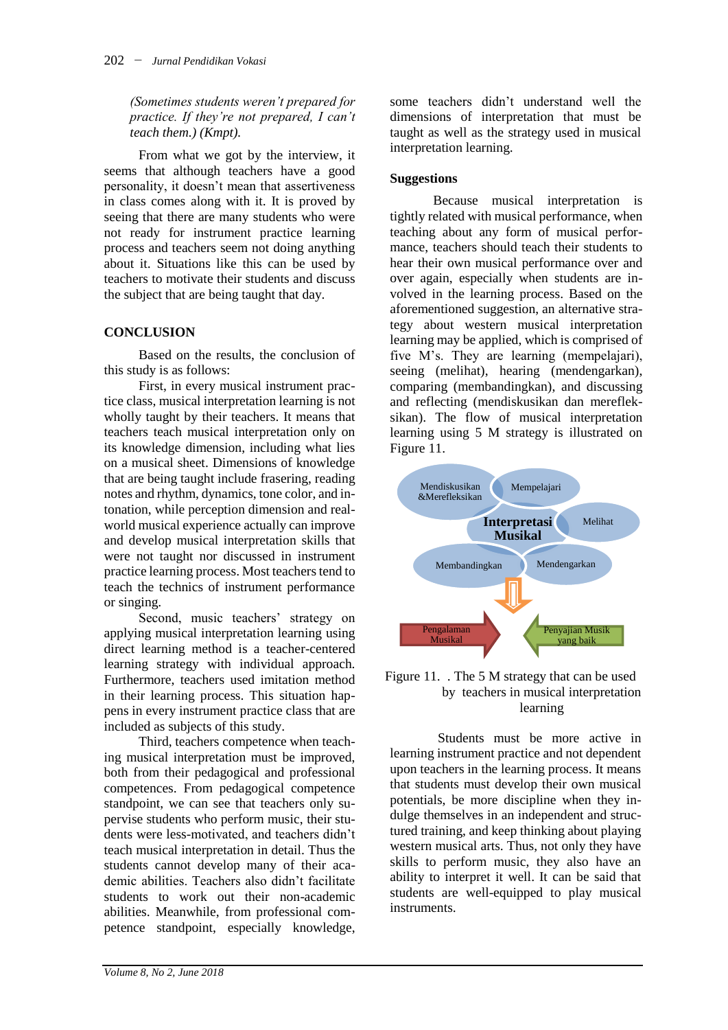*(Sometimes students weren't prepared for practice. If they're not prepared, I can't teach them.) (Kmpt).*

From what we got by the interview, it seems that although teachers have a good personality, it doesn't mean that assertiveness in class comes along with it. It is proved by seeing that there are many students who were not ready for instrument practice learning process and teachers seem not doing anything about it. Situations like this can be used by teachers to motivate their students and discuss the subject that are being taught that day.

## CONCLUSION

Based on the results, the conclusion of this study is as follows:

First, in every musical instrument practice class, musical interpretation learning is not wholly taught by their teachers. It means that teachers teach musical interpretation only on its knowledge dimension, including what lies on a musical sheet. Dimensions of knowledge that are being taught include frasering, reading notes and rhythm, dynamics, tone color, and intonation, while perception dimension and real-world musical experience actually can improve and develop musical interpretation skills that were not taught nor discussed in instrument practice learning process. Most teachers tend to teach the technics of instrument performance or singing.

Second, music teachers' strategy on applying musical interpretation learning using direct learning method is a teacher-centered learning strategy with individual approach. Furthermore, teachers used imitation method in their learning process. This situation happens in every instrument practice class that are included as subjects of this study.

Third, teachers competence when teaching musical interpretation must be improved, both from their pedagogical and professional competences. From pedagogical competence standpoint, we can see that teachers only supervise students who perform music, their students were less-motivated, and teachers didn't teach musical interpretation in detail. Thus the students cannot develop many of their academic abilities. Teachers also didn't facilitate students to work out their non-academic abilities. Meanwhile, from professional competence standpoint, especially knowledge, some teachers didn't understand well the dimensions of interpretation that must be taught as well as the strategy used in musical interpretation learning.

### Suggestions

Because musical interpretation is tightly related with musical performance, when teaching about any form of musical performance, teachers should teach their students to hear their own musical performance over and over again, especially when students are involved in the learning process. Based on the aforementioned suggestion, an alternative strategy about western musical interpretation learning may be applied, which is comprised of five M's. They are learning (mempelajari), seeing (melihat), hearing (mendengarkan), comparing (membandingkan), and discussing and reflecting (mendiskusikan dan merefleksikan). The flow of musical interpretation learning using 5 M strategy is illustrated on Figure 11.

Mendiskusikan &Merefleksikan
Mempelajari
Interpretasi Musikal
Melihat
Membandingkan
Mendengarkan
Pengalaman Musikal
Penyajian Musik yang baik

Figure 11. . The 5 M strategy that can be used by teachers in musical interpretation learning

Students must be more active in learning instrument practice and not dependent upon teachers in the learning process. It means that students must develop their own musical potentials, be more discipline when they indulge themselves in an independent and structured training, and keep thinking about playing western musical arts. Thus, not only they have skills to perform music, they also have an ability to interpret it well. It can be said that students are well-equipped to play musical instruments.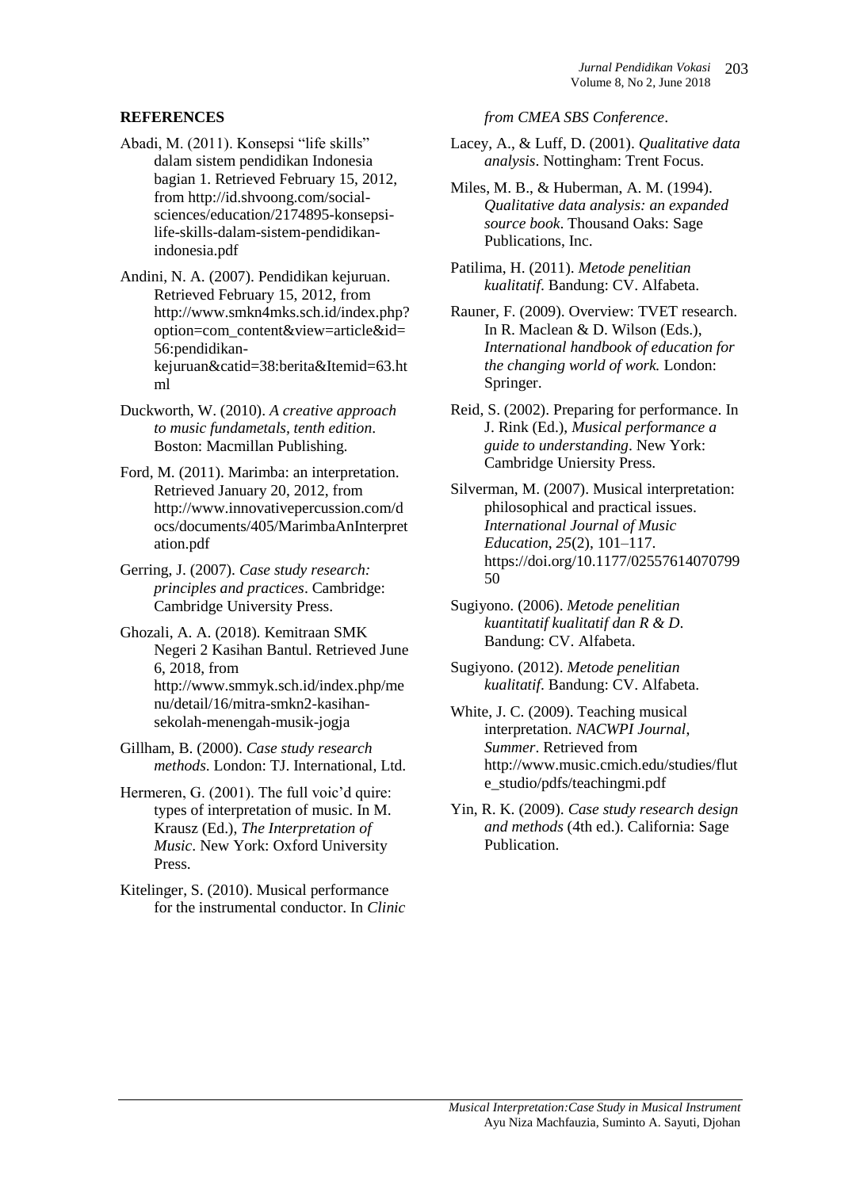## REFERENCES

Abadi, M. (2011). Konsepsi "life skills" dalam sistem pendidikan Indonesia bagian 1. Retrieved February 15, 2012, from http://id.shvoong.com/social-sciences/education/2174895-konsepsi-life-skills-dalam-sistem-pendidikan-indonesia.pdf

Andini, N. A. (2007). Pendidikan kejuruan. Retrieved February 15, 2012, from http://www.smkn4mks.sch.id/index.php?option=com_content&view=article&id=56:pendidikan-kejuruan&catid=38:berita&Itemid=63.html

Duckworth, W. (2010). *A creative approach to music fundametals, tenth edition*. Boston: Macmillan Publishing.

Ford, M. (2011). Marimba: an interpretation. Retrieved January 20, 2012, from http://www.innovativepercussion.com/docs/documents/405/MarimbaAnInterpretation.pdf

Gerring, J. (2007). *Case study research: principles and practices*. Cambridge: Cambridge University Press.

Ghozali, A. A. (2018). Kemitraan SMK Negeri 2 Kasihan Bantul. Retrieved June 6, 2018, from http://www.smmyk.sch.id/index.php/menu/detail/16/mitra-smkn2-kasihan-sekolah-menengah-musik-jogja

Gillham, B. (2000). *Case study research methods*. London: TJ. International, Ltd.

Hermeren, G. (2001). The full voic'd quire: types of interpretation of music. In M. Krausz (Ed.), *The Interpretation of Music*. New York: Oxford University Press.

Kitelinger, S. (2010). Musical performance for the instrumental conductor. In *Clinic from CMEA SBS Conference*.

Lacey, A., & Luff, D. (2001). *Qualitative data analysis*. Nottingham: Trent Focus.

Miles, M. B., & Huberman, A. M. (1994). *Qualitative data analysis: an expanded source book*. Thousand Oaks: Sage Publications, Inc.

Patilima, H. (2011). *Metode penelitian kualitatif*. Bandung: CV. Alfabeta.

Rauner, F. (2009). Overview: TVET research. In R. Maclean & D. Wilson (Eds.), *International handbook of education for the changing world of work.* London: Springer.

Reid, S. (2002). Preparing for performance. In J. Rink (Ed.), *Musical performance a guide to understanding*. New York: Cambridge Uniersity Press.

Silverman, M. (2007). Musical interpretation: philosophical and practical issues. *International Journal of Music Education*, *25*(2), 101–117. https://doi.org/10.1177/0255761407079950

Sugiyono. (2006). *Metode penelitian kuantitatif kualitatif dan R & D*. Bandung: CV. Alfabeta.

Sugiyono. (2012). *Metode penelitian kualitatif*. Bandung: CV. Alfabeta.

White, J. C. (2009). Teaching musical interpretation. *NACWPI Journal*, *Summer*. Retrieved from http://www.music.cmich.edu/studies/flute_studio/pdfs/teachingmi.pdf

Yin, R. K. (2009). *Case study research design and methods* (4th ed.). California: Sage Publication.